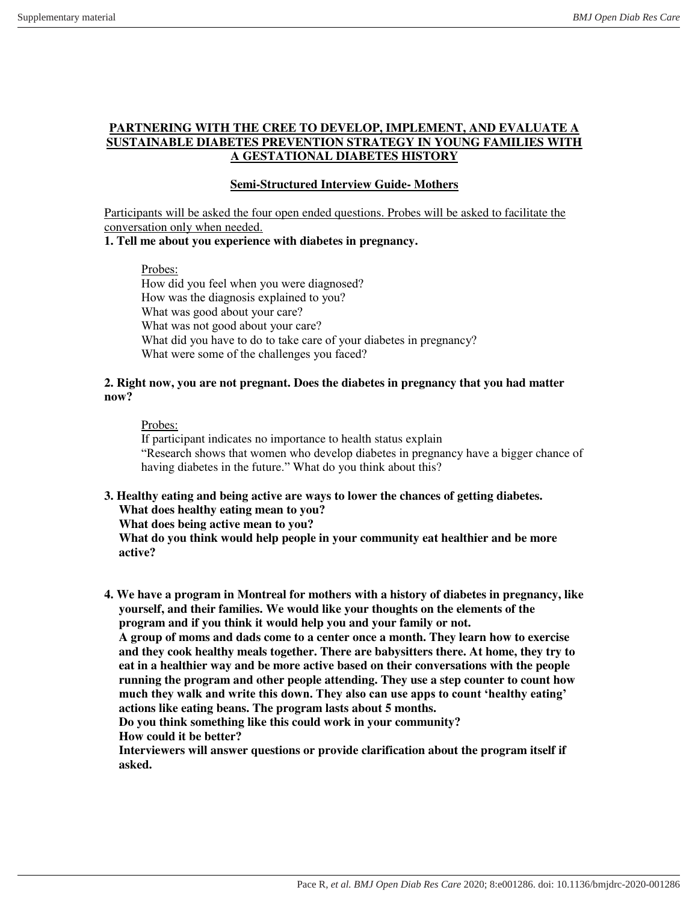## PARTNERING WITH THE CREE TO DEVELOP, IMPLEMENT, AND EVALUATE A SUSTAINABLE DIABETES PREVENTION STRATEGY IN YOUNG FAMILIES WITH A GESTATIONAL DIABETES HISTORY

### Semi-Structured Interview Guide- Mothers

Participants will be asked the four open ended questions. Probes will be asked to facilitate the conversation only when needed.

**1. Tell me about you experience with diabetes in pregnancy.**

Probes:
How did you feel when you were diagnosed?
How was the diagnosis explained to you?
What was good about your care?
What was not good about your care?
What did you have to do to take care of your diabetes in pregnancy?
What were some of the challenges you faced?

**2. Right now, you are not pregnant. Does the diabetes in pregnancy that you had matter now?**

Probes:
If participant indicates no importance to health status explain
"Research shows that women who develop diabetes in pregnancy have a bigger chance of having diabetes in the future." What do you think about this?

**3. Healthy eating and being active are ways to lower the chances of getting diabetes.**
**What does healthy eating mean to you?**
**What does being active mean to you?**
**What do you think would help people in your community eat healthier and be more active?**

**4. We have a program in Montreal for mothers with a history of diabetes in pregnancy, like yourself, and their families. We would like your thoughts on the elements of the program and if you think it would help you and your family or not.**
**A group of moms and dads come to a center once a month. They learn how to exercise and they cook healthy meals together. There are babysitters there. At home, they try to eat in a healthier way and be more active based on their conversations with the people running the program and other people attending. They use a step counter to count how much they walk and write this down. They also can use apps to count 'healthy eating' actions like eating beans. The program lasts about 5 months.**
**Do you think something like this could work in your community?**
**How could it be better?**
**Interviewers will answer questions or provide clarification about the program itself if asked.**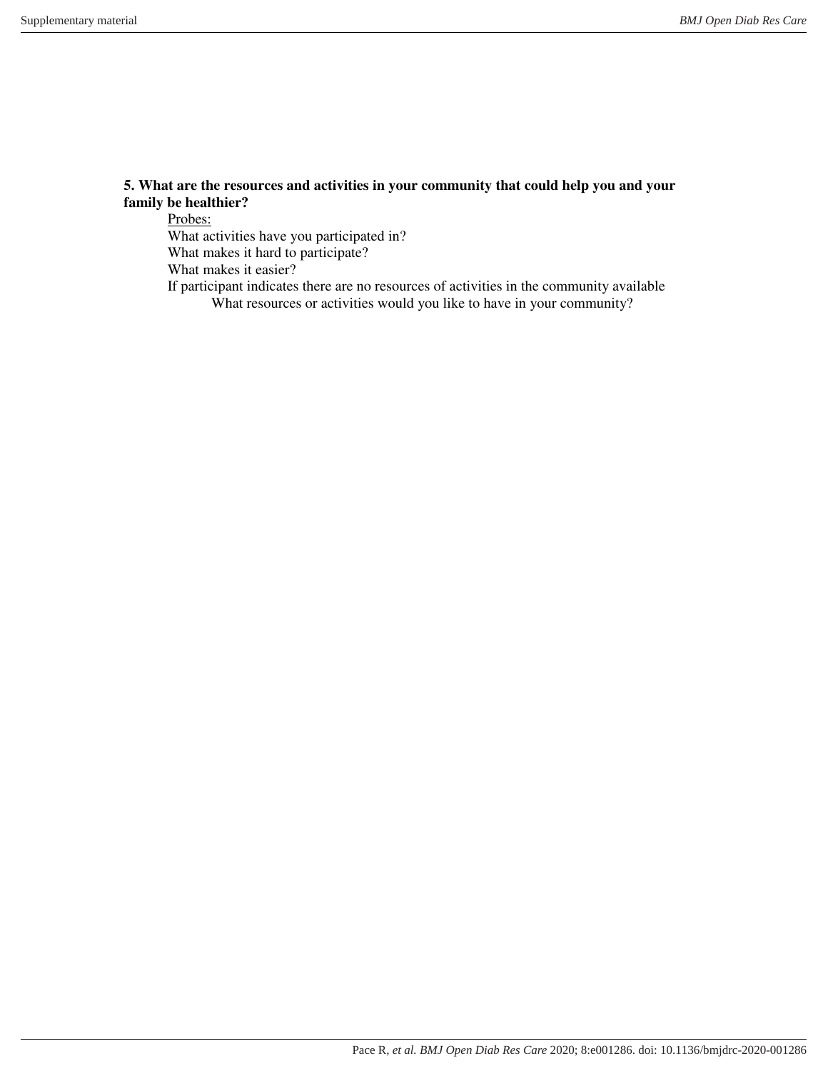**5. What are the resources and activities in your community that could help you and your family be healthier?**

Probes:

What activities have you participated in?

What makes it hard to participate?

What makes it easier?

If participant indicates there are no resources of activities in the community available

What resources or activities would you like to have in your community?